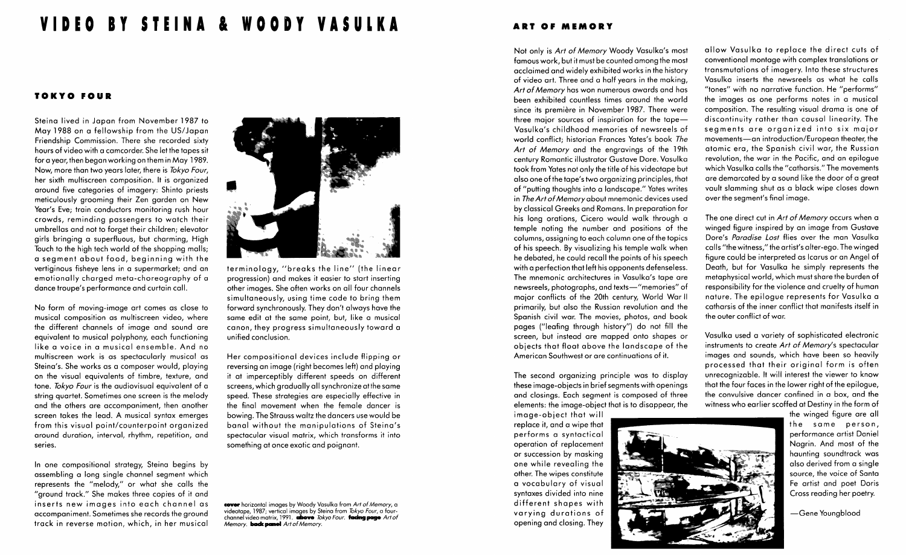# VIDEO BY STEINA & WOODY VASULKA

## TOKYO FOUR

Steina lived in Japan from November 1987 to May 1988 on a fellowship from the US/Japan Friendship Commission. There she recorded sixty hours of video with a camcorder. She let the tapes sit for a year, then began working on them in May 1989. Now, more than two years later, there is *Tokyo Four*, her sixth multiscreen composition. It is organized around five categories of imagery: Shinto priests meticulously grooming their Zen garden on New Year's Eve; train conductors monitoring rush hour crowds, reminding passengers to watch their umbrellas and not to forget their children; elevator girls bringing a superfluous, but charming, High Touch to the high tech world of the shopping malls; a segment about food, beginning with the vertiginous fisheye lens in a supermarket; and an emotionally charged meta-choreography of a dance troupe's performance and curtain call.

No form of moving-image art comes as close to musical composition as multiscreen video, where the different channels of image and sound are equivalent to musical polyphony, each functioning like a voice in a musical ensemble. And no multiscreen work is as spectacularly musical as Steina's. She works as a composer would, playing on the visual equivalents of timbre, texture, and tone. *Tokyo Four* is the audiovisual equivalent of a string quartet. Sometimes one screen is the melody and the others are accompaniment, then another screen takes the lead. A musical syntax emerges from this visual point/counterpoint organized around duration, interval, rhythm, repetition, and series.

In one compositional strategy, Steina begins by assembling a long single channel segment which represents the "melody," or what she calls the "ground track." She makes three copies of it and inserts new images into each channel as accompaniment. Sometimes she records the ground track in reverse motion, which, in her musical terminology, "breaks the line" (the linear progression) and makes it easier to start inserting other images. She often works on all four channels simultaneously, using time code to bring them forward synchronously. They don't always have the same edit at the same point, but, like a musical canon, they progress simultaneously toward a unified conclusion.

Her compositional devices include flipping or reversing an image (right becomes left) and playing it at imperceptibly different speeds on different screens, which gradually all synchronize at the same speed. These strategies are especially effective in the final movement when the female dancer is bowing. The Strauss waltz the dancers use would be banal without the manipulations of Steina's spectacular visual matrix, which transforms it into something at once exotic and poignant.

**cover** horizontal images by Woody Vasulka from *Art of Memory*, a videotape, 1987; vertical images by Steina from *Tokyo Four*, a four-channel video matrix, 1991. **above** *Tokyo Four*. **facing page** *Art of Memory*. **back panel** *Art of Memory*.

## ART OF MEMORY

Not only is *Art of Memory* Woody Vasulka's most famous work, but it must be counted among the most acclaimed and widely exhibited works in the history of video art. Three and a half years in the making, *Art of Memory* has won numerous awards and has been exhibited countless times around the world since its première in November 1987. There were three major sources of inspiration for the tape—Vasulka's childhood memories of newsreels of world conflict; historian Frances Yates's book *The Art of Memory* and the engravings of the 19th century Romantic illustrator Gustave Dore. Vasulka took from Yates not only the title of his videotape but also one of the tape's two organizing principles, that of "putting thoughts into a landscape." Yates writes in *The Art of Memory* about mnemonic devices used by classical Greeks and Romans. In preparation for his long orations, Cicero would walk through a temple noting the number and positions of the columns, assigning to each column one of the topics of his speech. By visualizing his temple walk when he debated, he could recall the points of his speech with a perfection that left his opponents defenseless. The mnemonic architectures in Vasulka's tape are newsreels, photographs, and texts—"memories" of major conflicts of the 20th century, World War II primarily, but also the Russian revolution and the Spanish civil war. The movies, photos, and book pages ("leafing through history") do not fill the screen, but instead are mapped onto shapes or objects that float above the landscape of the American Southwest or are continuations of it.

The second organizing principle was to display these image-objects in brief segments with openings and closings. Each segment is composed of three elements: the image-object that is to disappear, the image-object that will replace it, and a wipe that performs a syntactical operation of replacement or succession by masking one while revealing the other. The wipes constitute a vocabulary of visual syntaxes divided into nine different shapes with varying durations of opening and closing. They allow Vasulka to replace the direct cuts of conventional montage with complex translations or transmutations of imagery. Into these structures Vasulka inserts the newsreels as what he calls "tones" with no narrative function. He "performs" the images as one performs notes in a musical composition. The resulting visual drama is one of discontinuity rather than causal linearity. The segments are organized into six major movements—an introduction/European theater, the atomic era, the Spanish civil war, the Russian revolution, the war in the Pacific, and an epilogue which Vasulka calls the "catharsis." The movements are demarcated by a sound like the door of a great vault slamming shut as a black wipe closes down over the segment's final image.

The one direct cut in *Art of Memory* occurs when a winged figure inspired by an image from Gustave Dore's *Paradise Lost* flies over the man Vasulka calls "the witness," the artist's alter-ego. The winged figure could be interpreted as Icarus or an Angel of Death, but for Vasulka he simply represents the metaphysical world, which must share the burden of responsibility for the violence and cruelty of human nature. The epilogue represents for Vasulka a catharsis of the inner conflict that manifests itself in the outer conflict of war.

Vasulka used a variety of sophisticated electronic instruments to create *Art of Memory*'s spectacular images and sounds, which have been so heavily processed that their original form is often unrecognizable. It will interest the viewer to know that the four faces in the lower right of the epilogue, the convulsive dancer confined in a box, and the witness who earlier scoffed at Destiny in the form of the winged figure are all the same person, performance artist Daniel Nagrin. And most of the haunting soundtrack was also derived from a single source, the voice of Santa Fe artist and poet Doris Cross reading her poetry.

—Gene Youngblood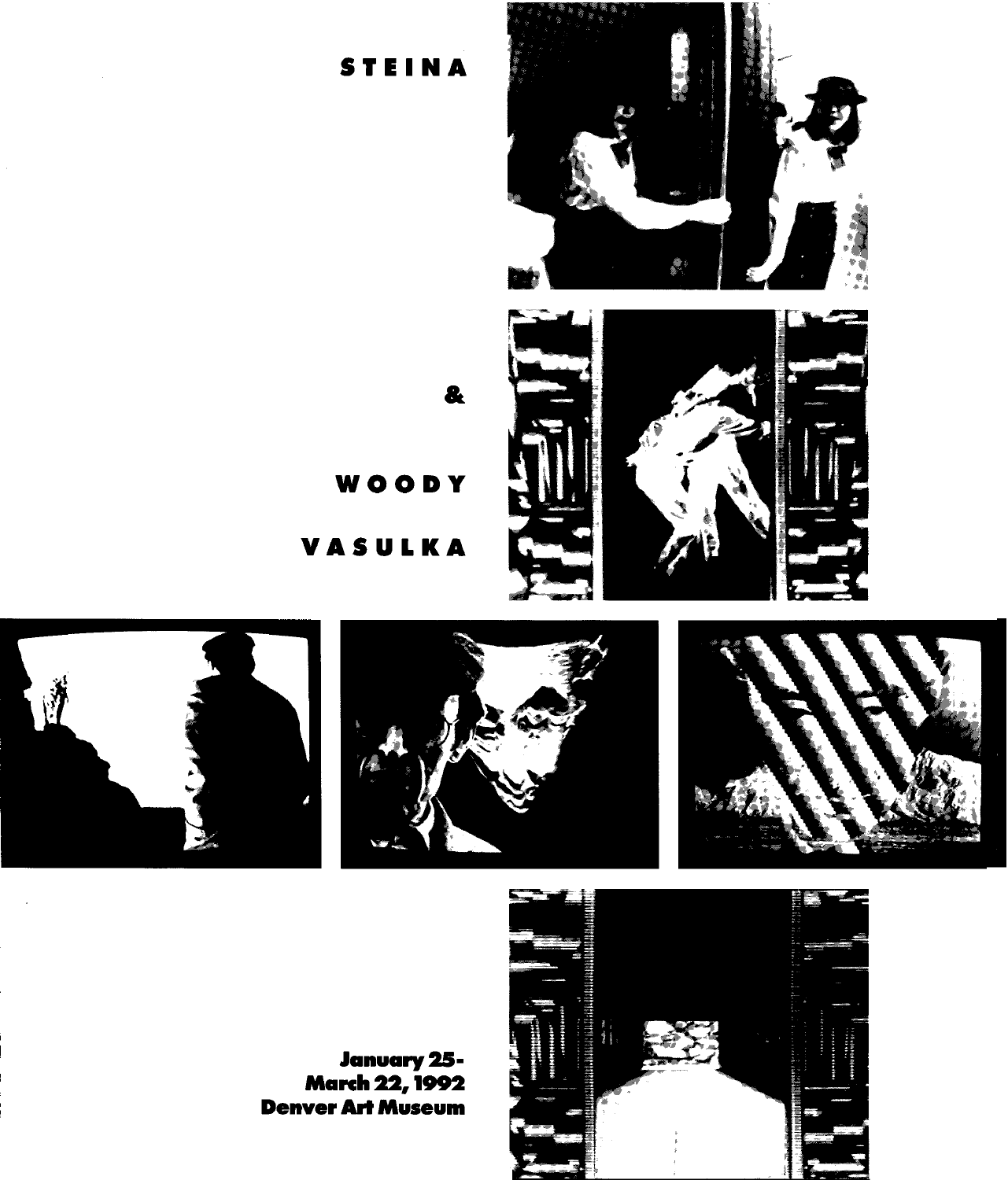# STEINA

# &

# WOODY

# VASULKA

**January 25-**
**March 22, 1992**
**Denver Art Museum**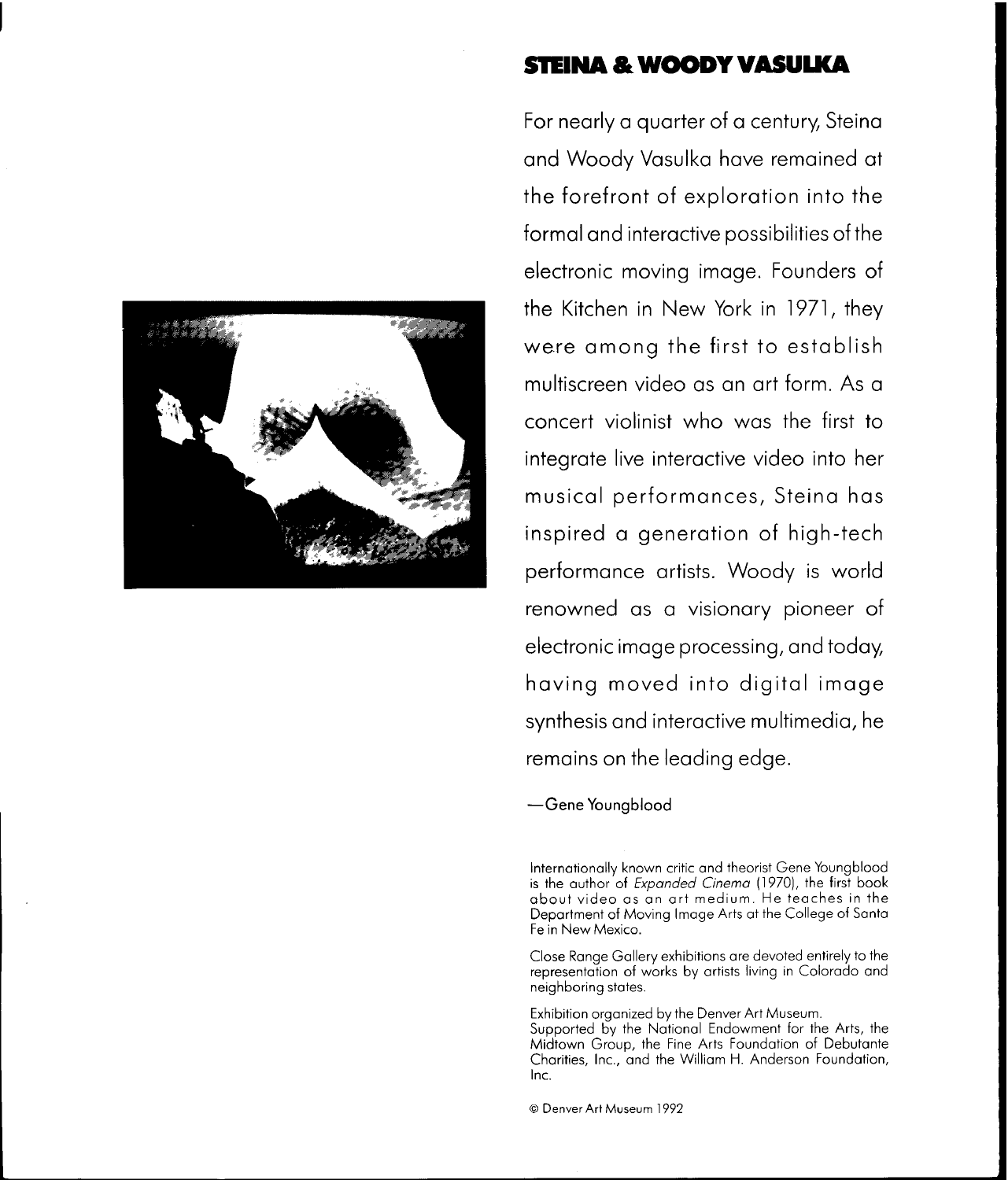## STEINA & WOODY VASULKA

For nearly a quarter of a century, Steina and Woody Vasulka have remained at the forefront of exploration into the formal and interactive possibilities of the electronic moving image. Founders of the Kitchen in New York in 1971, they were among the first to establish multiscreen video as an art form. As a concert violinist who was the first to integrate live interactive video into her musical performances, Steina has inspired a generation of high-tech performance artists. Woody is world renowned as a visionary pioneer of electronic image processing, and today, having moved into digital image synthesis and interactive multimedia, he remains on the leading edge.

—Gene Youngblood

Internationally known critic and theorist Gene Youngblood is the author of *Expanded Cinema* (1970), the first book about video as an art medium. He teaches in the Department of Moving Image Arts at the College of Santa Fe in New Mexico.

Close Range Gallery exhibitions are devoted entirely to the representation of works by artists living in Colorado and neighboring states.

Exhibition organized by the Denver Art Museum.
Supported by the National Endowment for the Arts, the Midtown Group, the Fine Arts Foundation of Debutante Charities, Inc., and the William H. Anderson Foundation, Inc.

© Denver Art Museum 1992